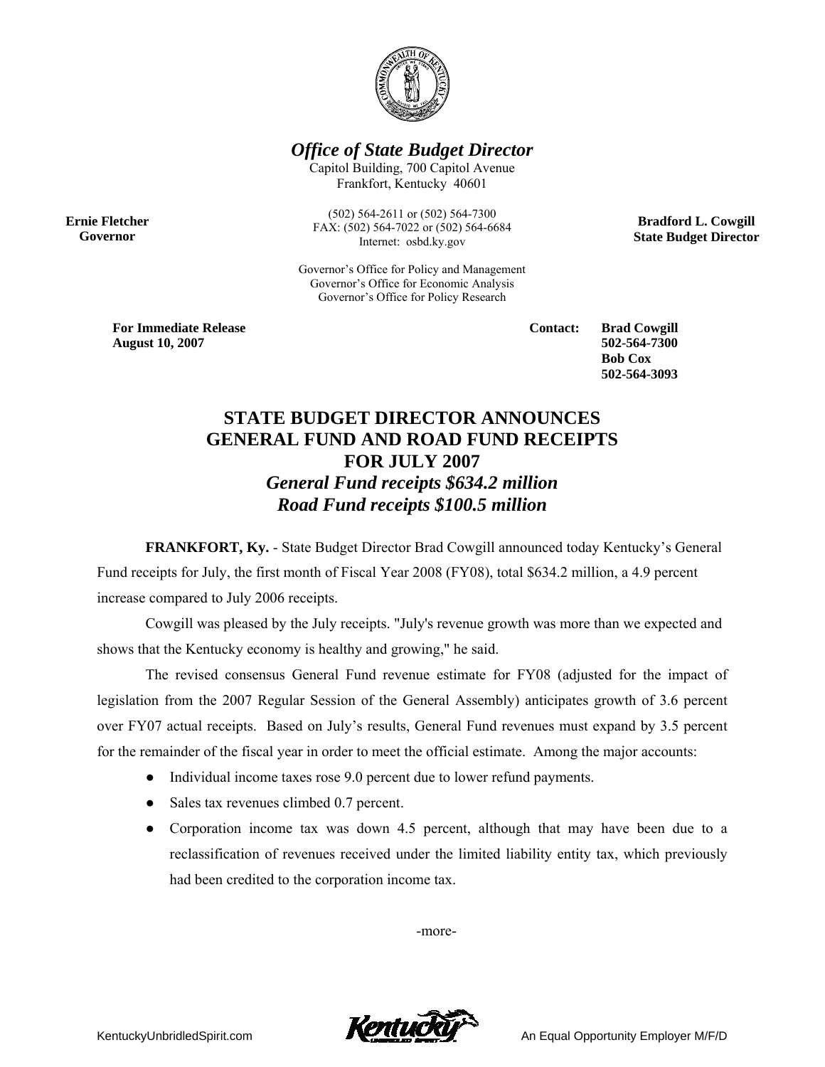***Office of State Budget Director***

Capitol Building, 700 Capitol Avenue
Frankfort, Kentucky 40601

(502) 564-2611 or (502) 564-7300
FAX: (502) 564-7022 or (502) 564-6684
Internet: osbd.ky.gov

**Ernie Fletcher**
**Governor**

**Bradford L. Cowgill**
**State Budget Director**

Governor's Office for Policy and Management
Governor's Office for Economic Analysis
Governor's Office for Policy Research

**For Immediate Release**
**August 10, 2007**

**Contact:** **Brad Cowgill**
**502-564-7300**
**Bob Cox**
**502-564-3093**

# STATE BUDGET DIRECTOR ANNOUNCES GENERAL FUND AND ROAD FUND RECEIPTS FOR JULY 2007

## *General Fund receipts $634.2 million*
## *Road Fund receipts $100.5 million*

**FRANKFORT, Ky.** - State Budget Director Brad Cowgill announced today Kentucky's General Fund receipts for July, the first month of Fiscal Year 2008 (FY08), total $634.2 million, a 4.9 percent increase compared to July 2006 receipts.

Cowgill was pleased by the July receipts. "July's revenue growth was more than we expected and shows that the Kentucky economy is healthy and growing," he said.

The revised consensus General Fund revenue estimate for FY08 (adjusted for the impact of legislation from the 2007 Regular Session of the General Assembly) anticipates growth of 3.6 percent over FY07 actual receipts. Based on July's results, General Fund revenues must expand by 3.5 percent for the remainder of the fiscal year in order to meet the official estimate. Among the major accounts:

- Individual income taxes rose 9.0 percent due to lower refund payments.
- Sales tax revenues climbed 0.7 percent.
- Corporation income tax was down 4.5 percent, although that may have been due to a reclassification of revenues received under the limited liability entity tax, which previously had been credited to the corporation income tax.

-more-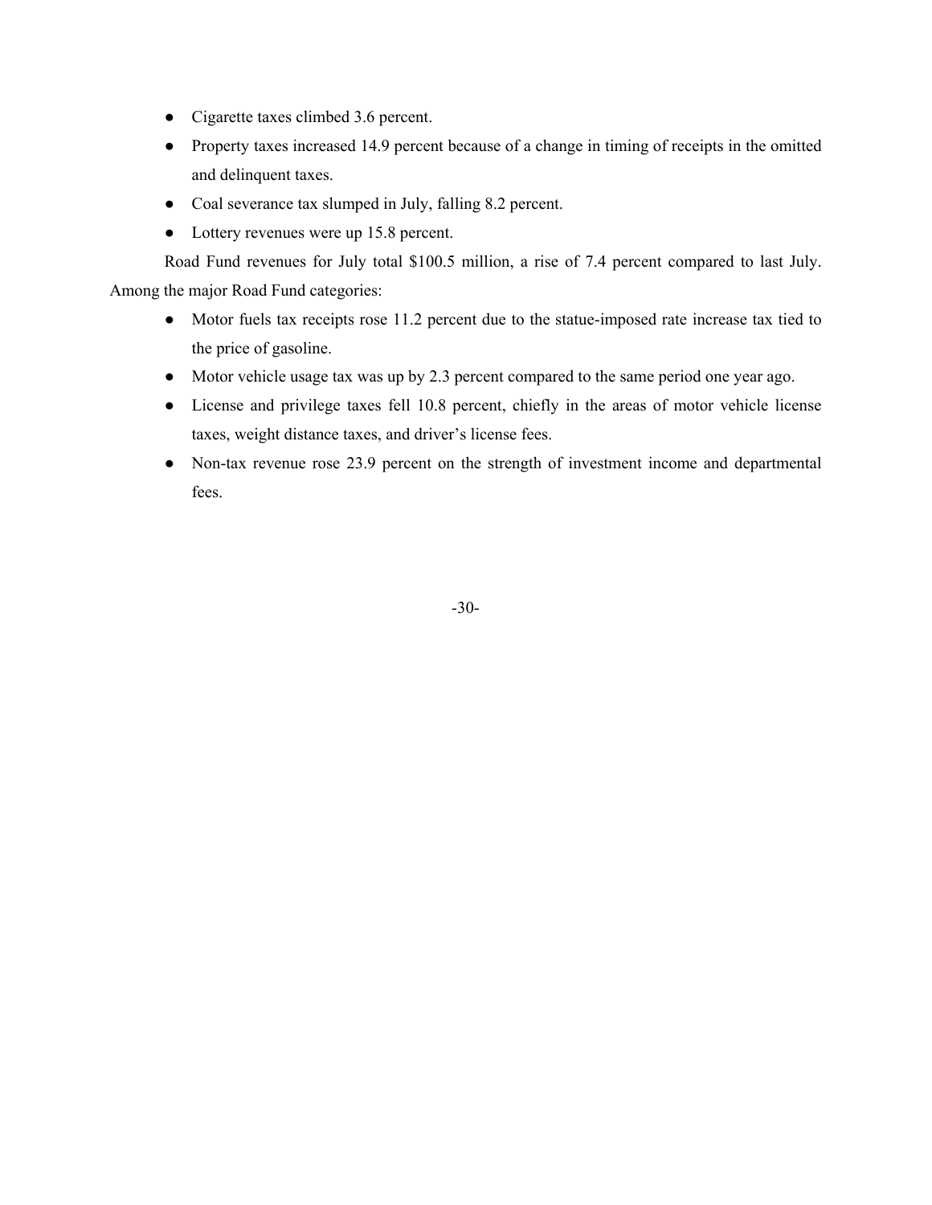- Cigarette taxes climbed 3.6 percent.
- Property taxes increased 14.9 percent because of a change in timing of receipts in the omitted and delinquent taxes.
- Coal severance tax slumped in July, falling 8.2 percent.
- Lottery revenues were up 15.8 percent.

Road Fund revenues for July total $100.5 million, a rise of 7.4 percent compared to last July. Among the major Road Fund categories:

- Motor fuels tax receipts rose 11.2 percent due to the statue-imposed rate increase tax tied to the price of gasoline.
- Motor vehicle usage tax was up by 2.3 percent compared to the same period one year ago.
- License and privilege taxes fell 10.8 percent, chiefly in the areas of motor vehicle license taxes, weight distance taxes, and driver's license fees.
- Non-tax revenue rose 23.9 percent on the strength of investment income and departmental fees.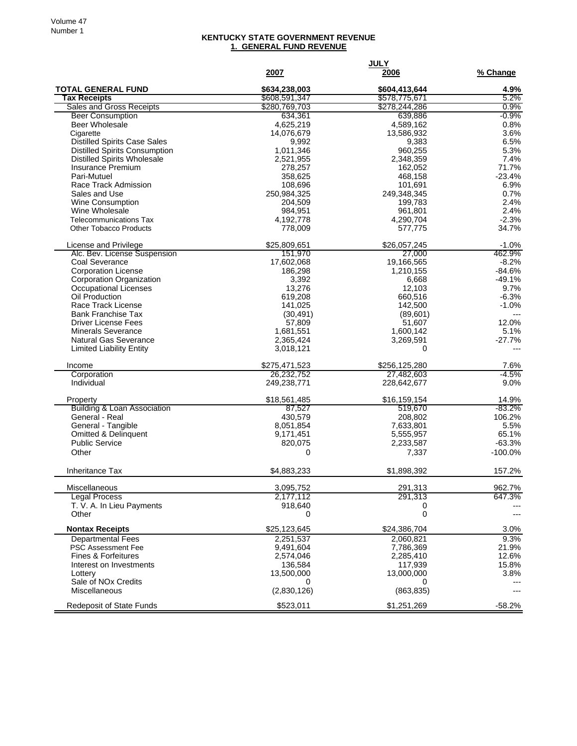## KENTUCKY STATE GOVERNMENT REVENUE

### 1. GENERAL FUND REVENUE

| | JULY | | |
|---|---|---|---|
| | 2007 | 2006 | % Change |
| **TOTAL GENERAL FUND** | **$634,238,003** | **$604,413,644** | **4.9%** |
| **Tax Receipts** | $608,591,347 | $578,775,671 | 5.2% |
| Sales and Gross Receipts | $280,769,703 | $278,244,286 | 0.9% |
| Beer Consumption | 634,361 | 639,886 | -0.9% |
| Beer Wholesale | 4,625,219 | 4,589,162 | 0.8% |
| Cigarette | 14,076,679 | 13,586,932 | 3.6% |
| Distilled Spirits Case Sales | 9,992 | 9,383 | 6.5% |
| Distilled Spirits Consumption | 1,011,346 | 960,255 | 5.3% |
| Distilled Spirits Wholesale | 2,521,955 | 2,348,359 | 7.4% |
| Insurance Premium | 278,257 | 162,052 | 71.7% |
| Pari-Mutuel | 358,625 | 468,158 | -23.4% |
| Race Track Admission | 108,696 | 101,691 | 6.9% |
| Sales and Use | 250,984,325 | 249,348,345 | 0.7% |
| Wine Consumption | 204,509 | 199,783 | 2.4% |
| Wine Wholesale | 984,951 | 961,801 | 2.4% |
| Telecommunications Tax | 4,192,778 | 4,290,704 | -2.3% |
| Other Tobacco Products | 778,009 | 577,775 | 34.7% |
| | | | |
| License and Privilege | $25,809,651 | $26,057,245 | -1.0% |
| Alc. Bev. License Suspension | 151,970 | 27,000 | 462.9% |
| Coal Severance | 17,602,068 | 19,166,565 | -8.2% |
| Corporation License | 186,298 | 1,210,155 | -84.6% |
| Corporation Organization | 3,392 | 6,668 | -49.1% |
| Occupational Licenses | 13,276 | 12,103 | 9.7% |
| Oil Production | 619,208 | 660,516 | -6.3% |
| Race Track License | 141,025 | 142,500 | -1.0% |
| Bank Franchise Tax | (30,491) | (89,601) | --- |
| Driver License Fees | 57,809 | 51,607 | 12.0% |
| Minerals Severance | 1,681,551 | 1,600,142 | 5.1% |
| Natural Gas Severance | 2,365,424 | 3,269,591 | -27.7% |
| Limited Liability Entity | 3,018,121 | 0 | --- |
| | | | |
| Income | $275,471,523 | $256,125,280 | 7.6% |
| Corporation | 26,232,752 | 27,482,603 | -4.5% |
| Individual | 249,238,771 | 228,642,677 | 9.0% |
| | | | |
| Property | $18,561,485 | $16,159,154 | 14.9% |
| Building & Loan Association | 87,527 | 519,670 | -83.2% |
| General - Real | 430,579 | 208,802 | 106.2% |
| General - Tangible | 8,051,854 | 7,633,801 | 5.5% |
| Omitted & Delinquent | 9,171,451 | 5,555,957 | 65.1% |
| Public Service | 820,075 | 2,233,587 | -63.3% |
| Other | 0 | 7,337 | -100.0% |
| | | | |
| Inheritance Tax | $4,883,233 | $1,898,392 | 157.2% |
| | | | |
| Miscellaneous | 3,095,752 | 291,313 | 962.7% |
| Legal Process | 2,177,112 | 291,313 | 647.3% |
| T. V. A. In Lieu Payments | 918,640 | 0 | --- |
| Other | 0 | 0 | --- |
| | | | |
| **Nontax Receipts** | $25,123,645 | $24,386,704 | 3.0% |
| Departmental Fees | 2,251,537 | 2,060,821 | 9.3% |
| PSC Assessment Fee | 9,491,604 | 7,786,369 | 21.9% |
| Fines & Forfeitures | 2,574,046 | 2,285,410 | 12.6% |
| Interest on Investments | 136,584 | 117,939 | 15.8% |
| Lottery | 13,500,000 | 13,000,000 | 3.8% |
| Sale of NOx Credits | 0 | 0 | --- |
| Miscellaneous | (2,830,126) | (863,835) | --- |
| | | | |
| Redeposit of State Funds | $523,011 | $1,251,269 | -58.2% |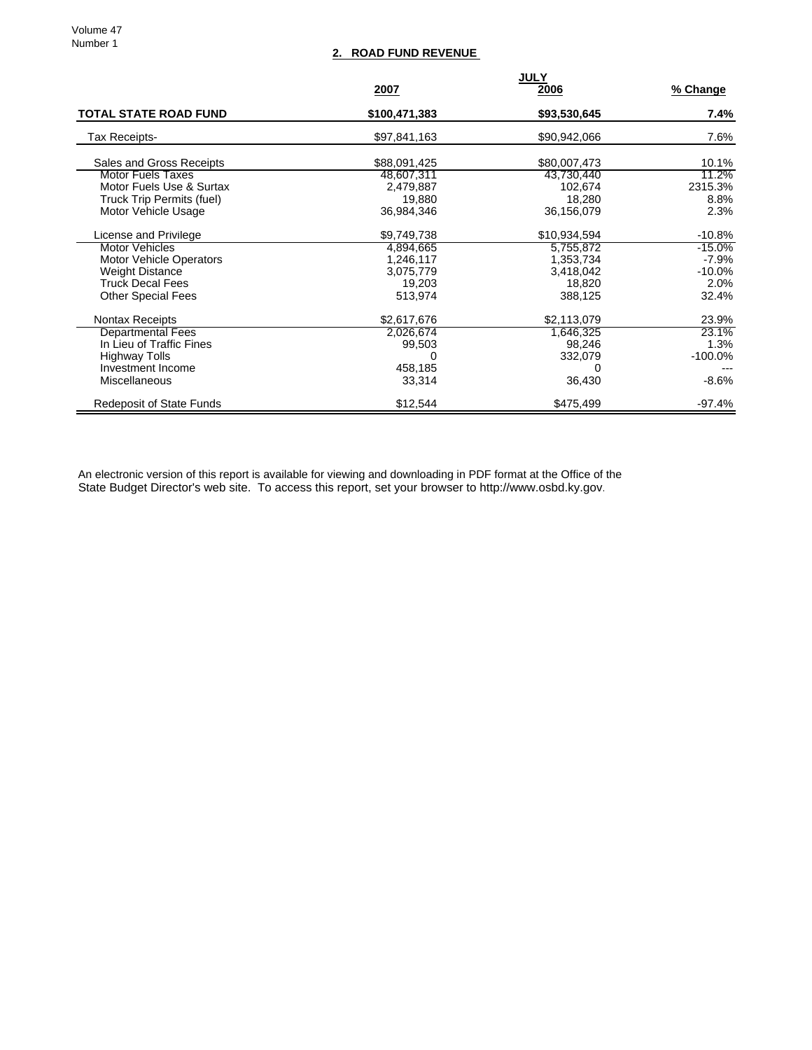## 2. ROAD FUND REVENUE

| | JULY | | |
|---|---|---|---|
| | 2007 | 2006 | % Change |
| **TOTAL STATE ROAD FUND** | **$100,471,383** | **$93,530,645** | **7.4%** |
| Tax Receipts- | $97,841,163 | $90,942,066 | 7.6% |
| Sales and Gross Receipts | $88,091,425 | $80,007,473 | 10.1% |
| Motor Fuels Taxes | 48,607,311 | 43,730,440 | 11.2% |
| Motor Fuels Use & Surtax | 2,479,887 | 102,674 | 2315.3% |
| Truck Trip Permits (fuel) | 19,880 | 18,280 | 8.8% |
| Motor Vehicle Usage | 36,984,346 | 36,156,079 | 2.3% |
| License and Privilege | $9,749,738 | $10,934,594 | -10.8% |
| Motor Vehicles | 4,894,665 | 5,755,872 | -15.0% |
| Motor Vehicle Operators | 1,246,117 | 1,353,734 | -7.9% |
| Weight Distance | 3,075,779 | 3,418,042 | -10.0% |
| Truck Decal Fees | 19,203 | 18,820 | 2.0% |
| Other Special Fees | 513,974 | 388,125 | 32.4% |
| Nontax Receipts | $2,617,676 | $2,113,079 | 23.9% |
| Departmental Fees | 2,026,674 | 1,646,325 | 23.1% |
| In Lieu of Traffic Fines | 99,503 | 98,246 | 1.3% |
| Highway Tolls | 0 | 332,079 | -100.0% |
| Investment Income | 458,185 | 0 | --- |
| Miscellaneous | 33,314 | 36,430 | -8.6% |
| Redeposit of State Funds | $12,544 | $475,499 | -97.4% |

An electronic version of this report is available for viewing and downloading in PDF format at the Office of the State Budget Director's web site. To access this report, set your browser to http://www.osbd.ky.gov.